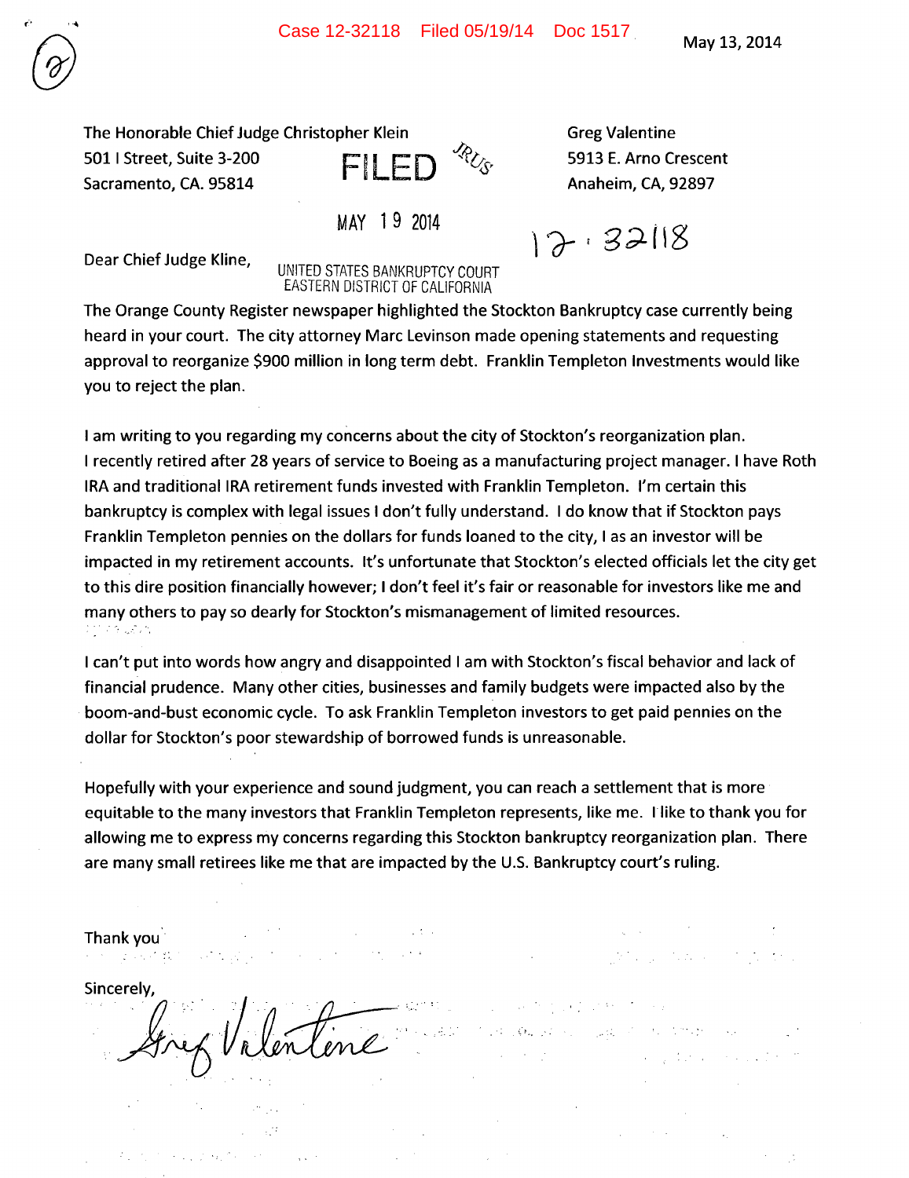Case 12-32118 Filed 05/19/14 Doc 1517

May 13, 2014

The Honorable Chief Judge Christopher Klein
501 I Street, Suite 3-200
Sacramento, CA. 95814

FILED

MAY 19 2014

UNITED STATES BANKRUPTCY COURT
EASTERN DISTRICT OF CALIFORNIA

Greg Valentine
5913 E. Arno Crescent
Anaheim, CA, 92897

12-32118

Dear Chief Judge Kline,

The Orange County Register newspaper highlighted the Stockton Bankruptcy case currently being heard in your court. The city attorney Marc Levinson made opening statements and requesting approval to reorganize $900 million in long term debt. Franklin Templeton Investments would like you to reject the plan.

I am writing to you regarding my concerns about the city of Stockton's reorganization plan. I recently retired after 28 years of service to Boeing as a manufacturing project manager. I have Roth IRA and traditional IRA retirement funds invested with Franklin Templeton. I'm certain this bankruptcy is complex with legal issues I don't fully understand. I do know that if Stockton pays Franklin Templeton pennies on the dollars for funds loaned to the city, I as an investor will be impacted in my retirement accounts. It's unfortunate that Stockton's elected officials let the city get to this dire position financially however; I don't feel it's fair or reasonable for investors like me and many others to pay so dearly for Stockton's mismanagement of limited resources.

I can't put into words how angry and disappointed I am with Stockton's fiscal behavior and lack of financial prudence. Many other cities, businesses and family budgets were impacted also by the boom-and-bust economic cycle. To ask Franklin Templeton investors to get paid pennies on the dollar for Stockton's poor stewardship of borrowed funds is unreasonable.

Hopefully with your experience and sound judgment, you can reach a settlement that is more equitable to the many investors that Franklin Templeton represents, like me. I like to thank you for allowing me to express my concerns regarding this Stockton bankruptcy reorganization plan. There are many small retirees like me that are impacted by the U.S. Bankruptcy court's ruling.

Thank you

Sincerely,

Greg Valentine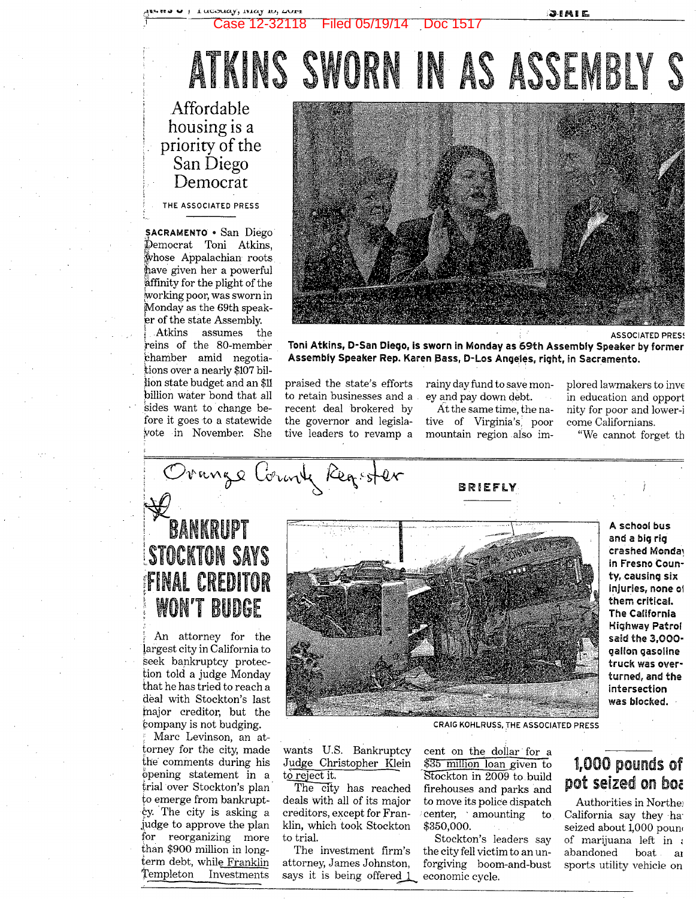Case 12-32118 Filed 05/19/14 Doc 1517

# ATKINS SWORN IN AS ASSEMBLY S

## Affordable housing is a priority of the San Diego Democrat

THE ASSOCIATED PRESS

SACRAMENTO • San Diego Democrat Toni Atkins, whose Appalachian roots have given her a powerful affinity for the plight of the working poor, was sworn in Monday as the 69th speaker of the state Assembly.

Atkins assumes the reins of the 80-member chamber amid negotiations over a nearly $107 billion state budget and an $11 billion water bond that all sides want to change before it goes to a statewide vote in November. She praised the state's efforts to retain businesses and a recent deal brokered by the governor and legislative leaders to revamp a rainy day fund to save money and pay down debt.

At the same time, the native of Virginia's poor mountain region also implored lawmakers to inve in education and opport nity for poor and lower-i come Californians.

"We cannot forget th

ASSOCIATED PRES

**Toni Atkins, D-San Diego, is sworn in Monday as 69th Assembly Speaker by former Assembly Speaker Rep. Karen Bass, D-Los Angeles, right, in Sacramento.**

Orange County Register

**BRIEFLY**

# BANKRUPT STOCKTON SAYS FINAL CREDITOR WON'T BUDGE

An attorney for the largest city in California to seek bankruptcy protection told a judge Monday that he has tried to reach a deal with Stockton's last major creditor, but the company is not budging.

Marc Levinson, an attorney for the city, made the comments during his opening statement in a trial over Stockton's plan to emerge from bankruptcy. The city is asking a judge to approve the plan for reorganizing more than $900 million in longterm debt, while Franklin Templeton Investments wants U.S. Bankruptcy Judge Christopher Klein to reject it.

The city has reached deals with all of its major creditors, except for Franklin, which took Stockton to trial.

The investment firm's attorney, James Johnston, says it is being offered 1 cent on the dollar for a $35 million loan given to Stockton in 2009 to build firehouses and parks and to move its police dispatch center, amounting to $350,000.

Stockton's leaders say the city fell victim to an unforgiving boom-and-bust economic cycle.

**A school bus and a big rig crashed Monday in Fresno County, causing six injuries, none of them critical. The California Highway Patrol said the 3,000-gallon gasoline truck was overturned, and the intersection was blocked.**

CRAIG KOHLRUSS, THE ASSOCIATED PRESS

## 1,000 pounds of pot seized on boa

Authorities in Northe California say they ha seized about 1,000 poun of marijuana left in abandoned boat a sports utility vehicle on